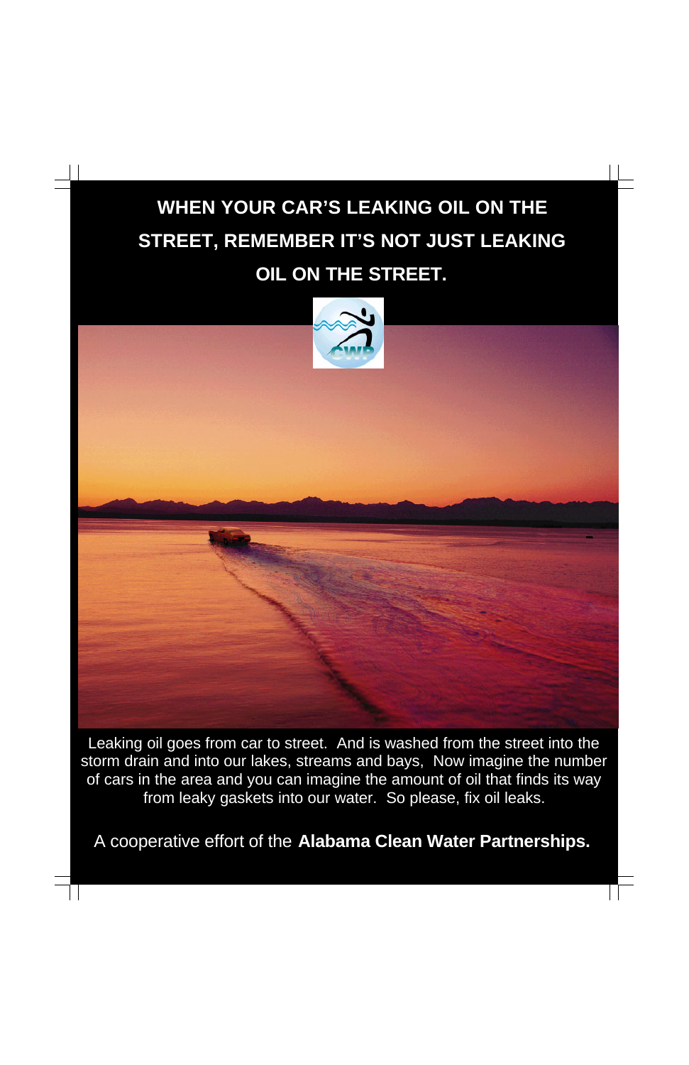# WHEN YOUR CAR'S LEAKING OIL ON THE STREET, REMEMBER IT'S NOT JUST LEAKING OIL ON THE STREET.

Leaking oil goes from car to street. And is washed from the street into the storm drain and into our lakes, streams and bays, Now imagine the number of cars in the area and you can imagine the amount of oil that finds its way from leaky gaskets into our water. So please, fix oil leaks.

A cooperative effort of the **Alabama Clean Water Partnerships.**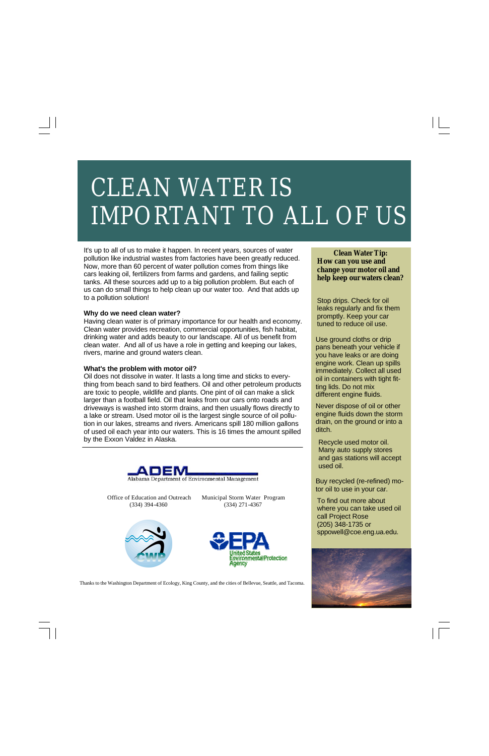# CLEAN WATER IS IMPORTANT TO ALL OF US

It's up to all of us to make it happen. In recent years, sources of water pollution like industrial wastes from factories have been greatly reduced. Now, more than 60 percent of water pollution comes from things like cars leaking oil, fertilizers from farms and gardens, and failing septic tanks. All these sources add up to a big pollution problem. But each of us can do small things to help clean up our water too. And that adds up to a pollution solution!

**Why do we need clean water?**

Having clean water is of primary importance for our health and economy. Clean water provides recreation, commercial opportunities, fish habitat, drinking water and adds beauty to our landscape. All of us benefit from clean water. And all of us have a role in getting and keeping our lakes, rivers, marine and ground waters clean.

**What's the problem with motor oil?**

Oil does not dissolve in water. It lasts a long time and sticks to everything from beach sand to bird feathers. Oil and other petroleum products are toxic to people, wildlife and plants. One pint of oil can make a slick larger than a football field. Oil that leaks from our cars onto roads and driveways is washed into storm drains, and then usually flows directly to a lake or stream. Used motor oil is the largest single source of oil pollution in our lakes, streams and rivers. Americans spill 180 million gallons of used oil each year into our waters. This is 16 times the amount spilled by the Exxon Valdez in Alaska.

ADEM
Alabama Department of Environmental Management

Office of Education and Outreach
(334) 394-4360

Municipal Storm Water Program
(334) 271-4367

CWP

EPA
United States Environmental Protection Agency

Thanks to the Washington Department of Ecology, King County, and the cities of Bellevue, Seattle, and Tacoma.

**Clean Water Tip:**
**How can you use and change your motor oil and help keep our waters clean?**

Stop drips. Check for oil leaks regularly and fix them promptly. Keep your car tuned to reduce oil use.

Use ground cloths or drip pans beneath your vehicle if you have leaks or are doing engine work. Clean up spills immediately. Collect all used oil in containers with tight fitting lids. Do not mix different engine fluids.

Never dispose of oil or other engine fluids down the storm drain, on the ground or into a ditch.

Recycle used motor oil. Many auto supply stores and gas stations will accept used oil.

Buy recycled (re-refined) motor oil to use in your car.

To find out more about where you can take used oil call Project Rose
(205) 348-1735 or
sppowell@coe.eng.ua.edu.